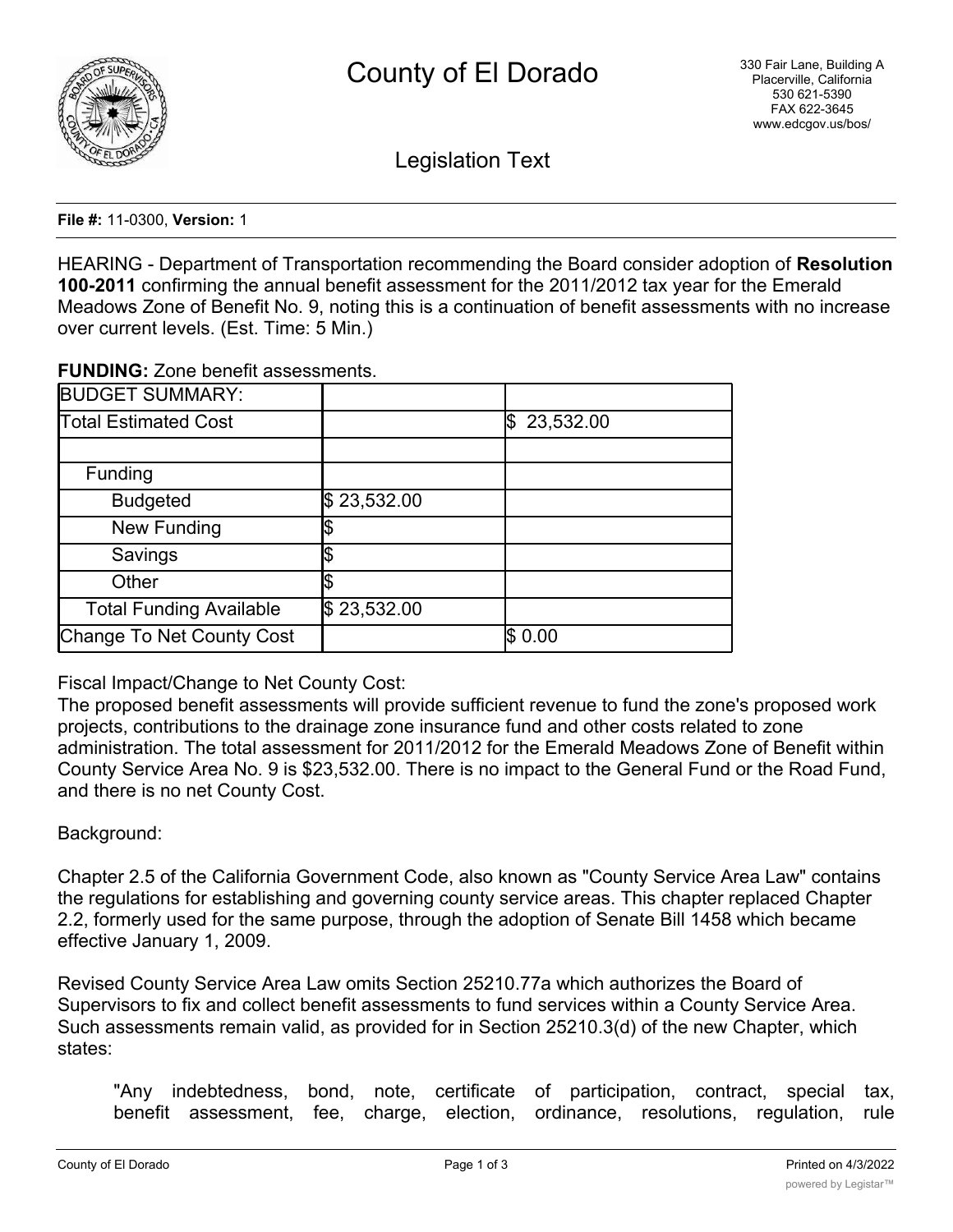# County of El Dorado

330 Fair Lane, Building A
Placerville, California
530 621-5390
FAX 622-3645
www.edcgov.us/bos/

## Legislation Text

**File #:** 11-0300, **Version:** 1

HEARING - Department of Transportation recommending the Board consider adoption of **Resolution 100-2011** confirming the annual benefit assessment for the 2011/2012 tax year for the Emerald Meadows Zone of Benefit No. 9, noting this is a continuation of benefit assessments with no increase over current levels. (Est. Time: 5 Min.)

**FUNDING:** Zone benefit assessments.

| BUDGET SUMMARY: | | |
|---|---|---|
| Total Estimated Cost | | $ 23,532.00 |
| | | |
| Funding | | |
| Budgeted | $ 23,532.00 | |
| New Funding | $ | |
| Savings | $ | |
| Other | $ | |
| Total Funding Available | $ 23,532.00 | |
| Change To Net County Cost | | $ 0.00 |

Fiscal Impact/Change to Net County Cost:
The proposed benefit assessments will provide sufficient revenue to fund the zone's proposed work projects, contributions to the drainage zone insurance fund and other costs related to zone administration. The total assessment for 2011/2012 for the Emerald Meadows Zone of Benefit within County Service Area No. 9 is $23,532.00. There is no impact to the General Fund or the Road Fund, and there is no net County Cost.

Background:

Chapter 2.5 of the California Government Code, also known as "County Service Area Law" contains the regulations for establishing and governing county service areas. This chapter replaced Chapter 2.2, formerly used for the same purpose, through the adoption of Senate Bill 1458 which became effective January 1, 2009.

Revised County Service Area Law omits Section 25210.77a which authorizes the Board of Supervisors to fix and collect benefit assessments to fund services within a County Service Area. Such assessments remain valid, as provided for in Section 25210.3(d) of the new Chapter, which states:

> "Any indebtedness, bond, note, certificate of participation, contract, special tax, benefit assessment, fee, charge, election, ordinance, resolutions, regulation, rule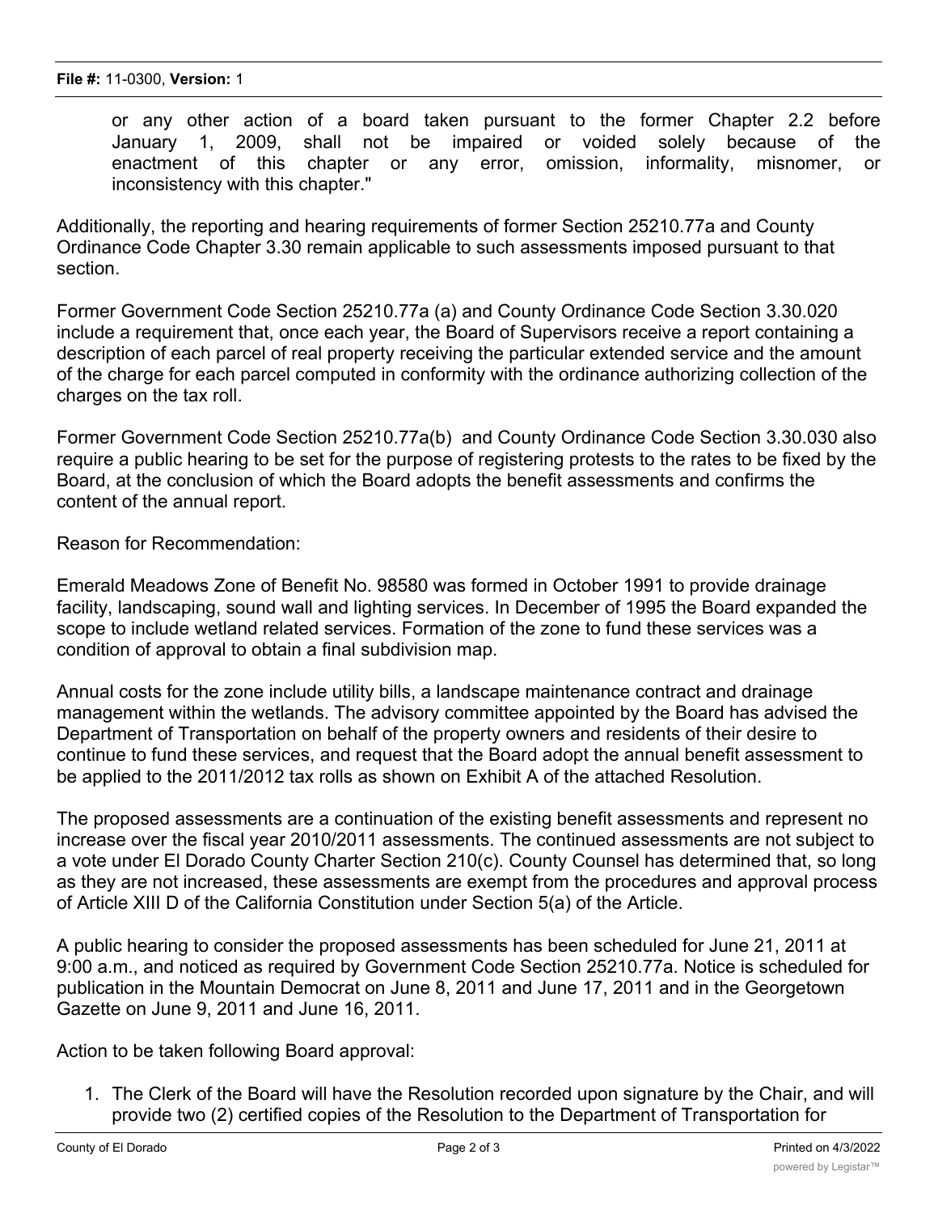or any other action of a board taken pursuant to the former Chapter 2.2 before January 1, 2009, shall not be impaired or voided solely because of the enactment of this chapter or any error, omission, informality, misnomer, or inconsistency with this chapter."

Additionally, the reporting and hearing requirements of former Section 25210.77a and County Ordinance Code Chapter 3.30 remain applicable to such assessments imposed pursuant to that section.

Former Government Code Section 25210.77a (a) and County Ordinance Code Section 3.30.020 include a requirement that, once each year, the Board of Supervisors receive a report containing a description of each parcel of real property receiving the particular extended service and the amount of the charge for each parcel computed in conformity with the ordinance authorizing collection of the charges on the tax roll.

Former Government Code Section 25210.77a(b) and County Ordinance Code Section 3.30.030 also require a public hearing to be set for the purpose of registering protests to the rates to be fixed by the Board, at the conclusion of which the Board adopts the benefit assessments and confirms the content of the annual report.

Reason for Recommendation:

Emerald Meadows Zone of Benefit No. 98580 was formed in October 1991 to provide drainage facility, landscaping, sound wall and lighting services. In December of 1995 the Board expanded the scope to include wetland related services. Formation of the zone to fund these services was a condition of approval to obtain a final subdivision map.

Annual costs for the zone include utility bills, a landscape maintenance contract and drainage management within the wetlands. The advisory committee appointed by the Board has advised the Department of Transportation on behalf of the property owners and residents of their desire to continue to fund these services, and request that the Board adopt the annual benefit assessment to be applied to the 2011/2012 tax rolls as shown on Exhibit A of the attached Resolution.

The proposed assessments are a continuation of the existing benefit assessments and represent no increase over the fiscal year 2010/2011 assessments. The continued assessments are not subject to a vote under El Dorado County Charter Section 210(c). County Counsel has determined that, so long as they are not increased, these assessments are exempt from the procedures and approval process of Article XIII D of the California Constitution under Section 5(a) of the Article.

A public hearing to consider the proposed assessments has been scheduled for June 21, 2011 at 9:00 a.m., and noticed as required by Government Code Section 25210.77a. Notice is scheduled for publication in the Mountain Democrat on June 8, 2011 and June 17, 2011 and in the Georgetown Gazette on June 9, 2011 and June 16, 2011.

Action to be taken following Board approval:

1. The Clerk of the Board will have the Resolution recorded upon signature by the Chair, and will provide two (2) certified copies of the Resolution to the Department of Transportation for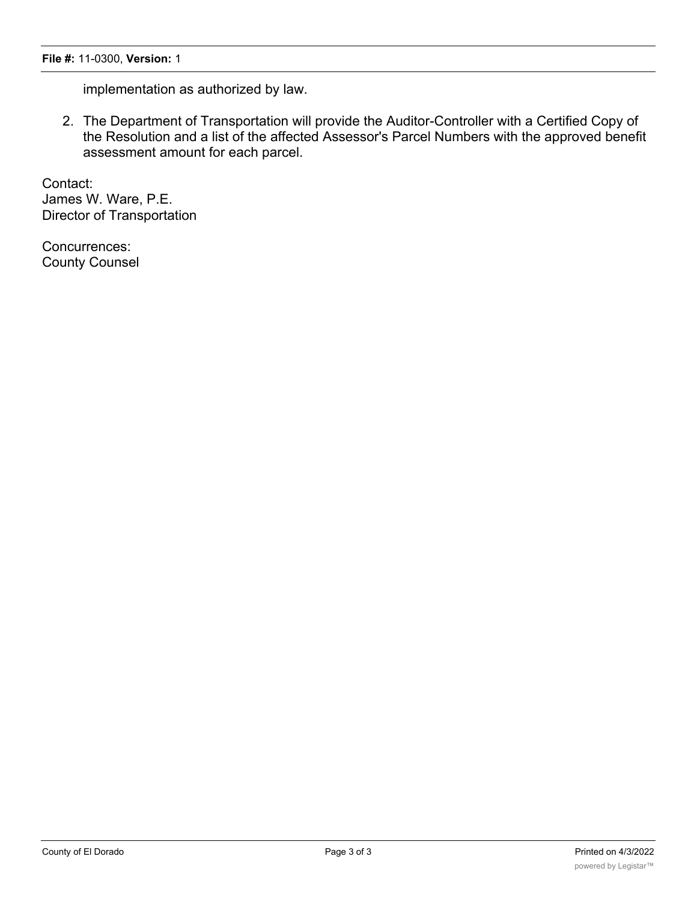implementation as authorized by law.

2. The Department of Transportation will provide the Auditor-Controller with a Certified Copy of the Resolution and a list of the affected Assessor's Parcel Numbers with the approved benefit assessment amount for each parcel.

Contact:
James W. Ware, P.E.
Director of Transportation

Concurrences:
County Counsel